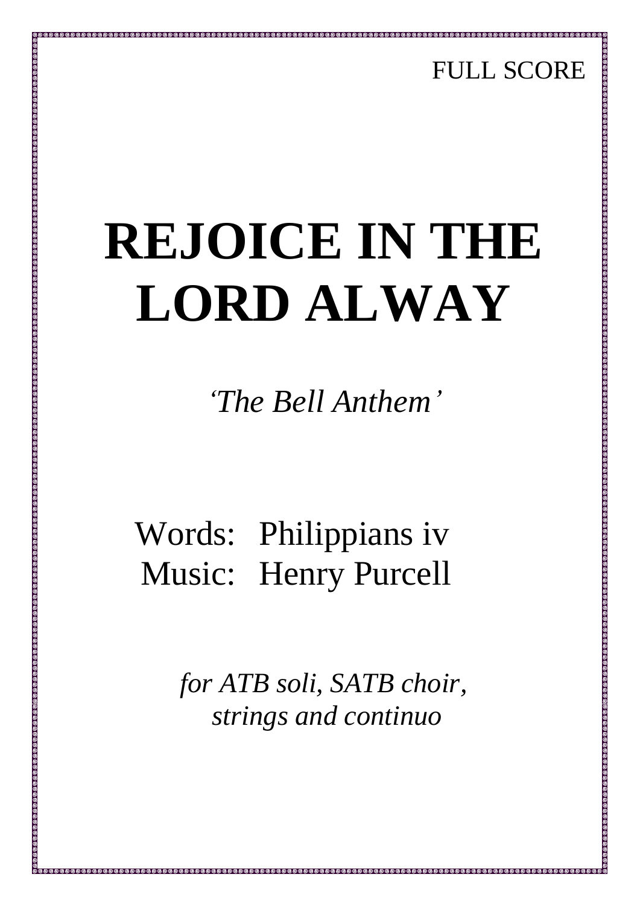FULL SCORE

# REJOICE IN THE LORD ALWAY

*'The Bell Anthem'*

Words: Philippians iv
Music: Henry Purcell

*for ATB soli, SATB choir, strings and continuo*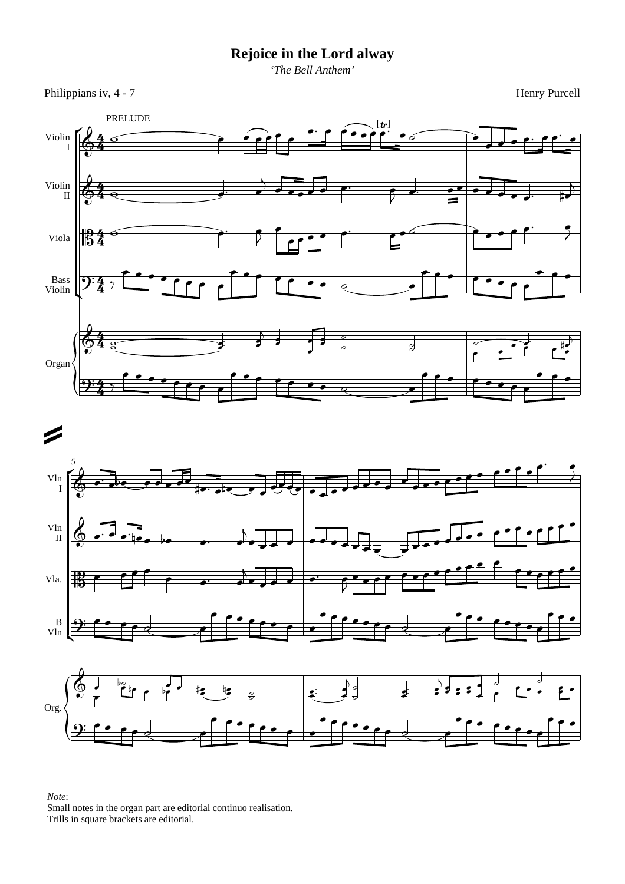# Rejoice in the Lord alway

*'The Bell Anthem'*

Philippians iv, 4 - 7

Henry Purcell

PRELUDE

*Note*:
Small notes in the organ part are editorial continuo realisation.
Trills in square brackets are editorial.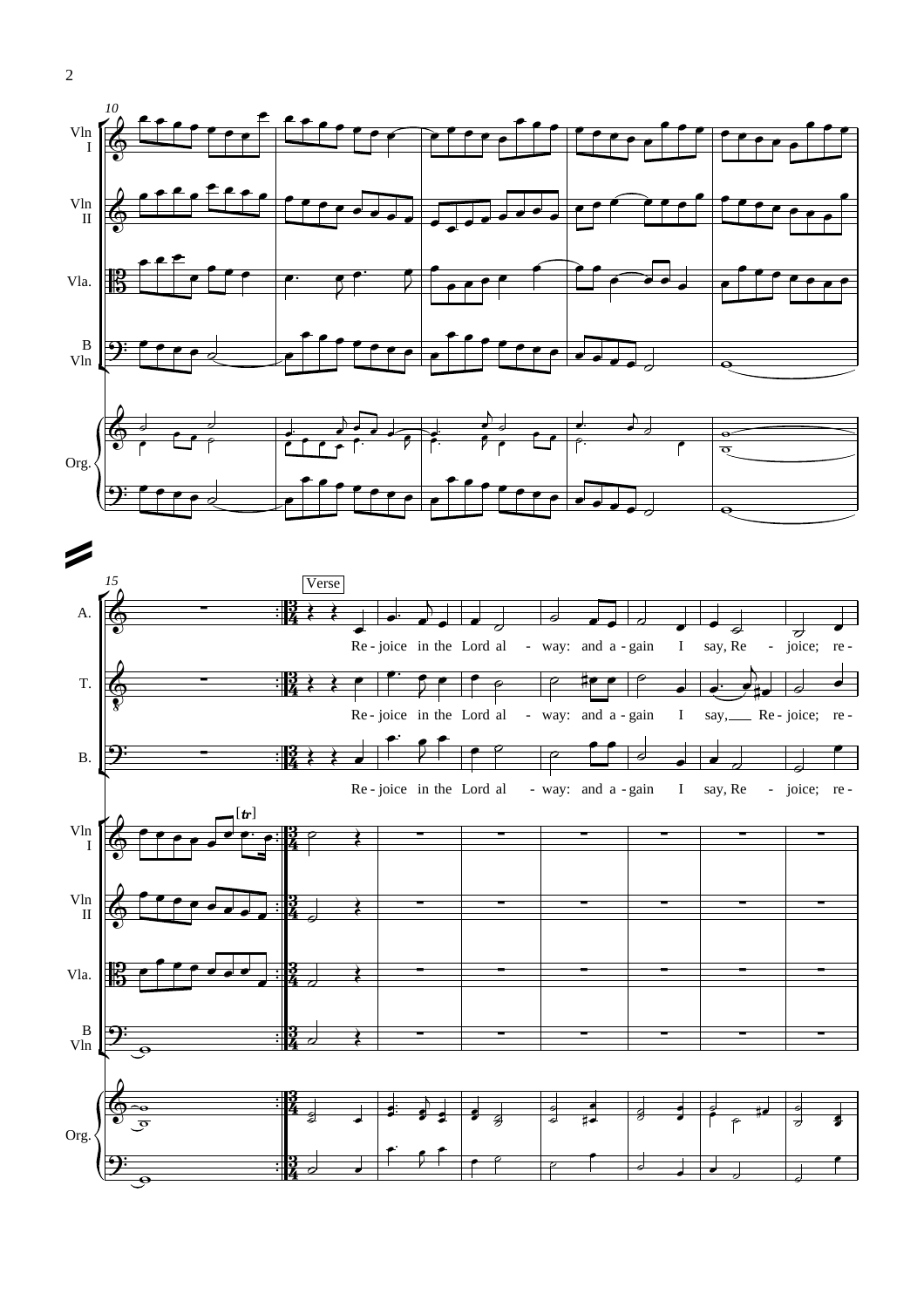Verse

A. Re - joice in the Lord al - way: and a - gain I say, Re - joice; re -

T. Re - joice in the Lord al - way: and a - gain I say, Re - joice; re -

B. Re - joice in the Lord al - way: and a - gain I say, Re - joice; re -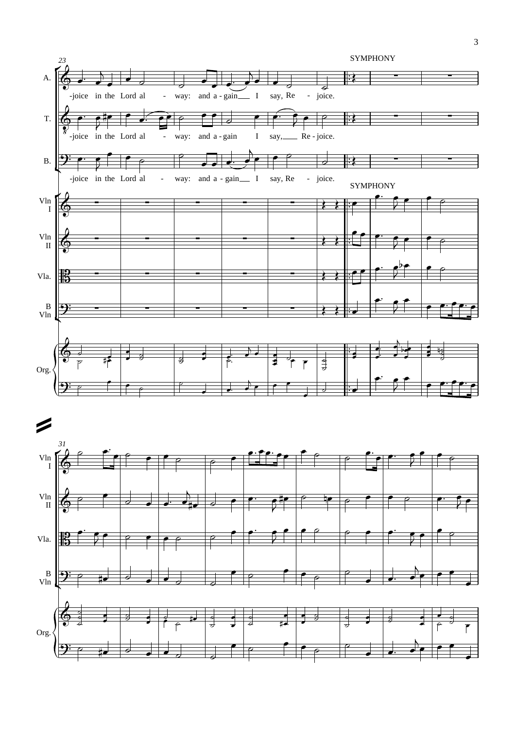SYMPHONY

A.: -joice in the Lord al - way: and a - gain I say, Re - joice.

T.: -joice in the Lord al - way: and a - gain I say, Re - joice.

B.: -joice in the Lord al - way: and a - gain I say, Re - joice.

SYMPHONY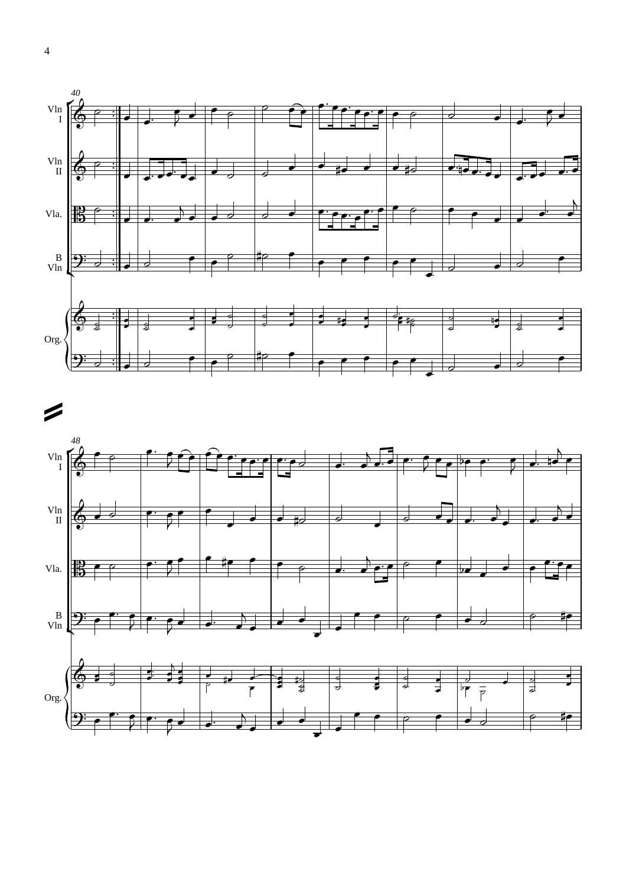Vln I

Vln II

Vla.

B Vln

Org.

Vln I

Vln II

Vla.

B Vln

Org.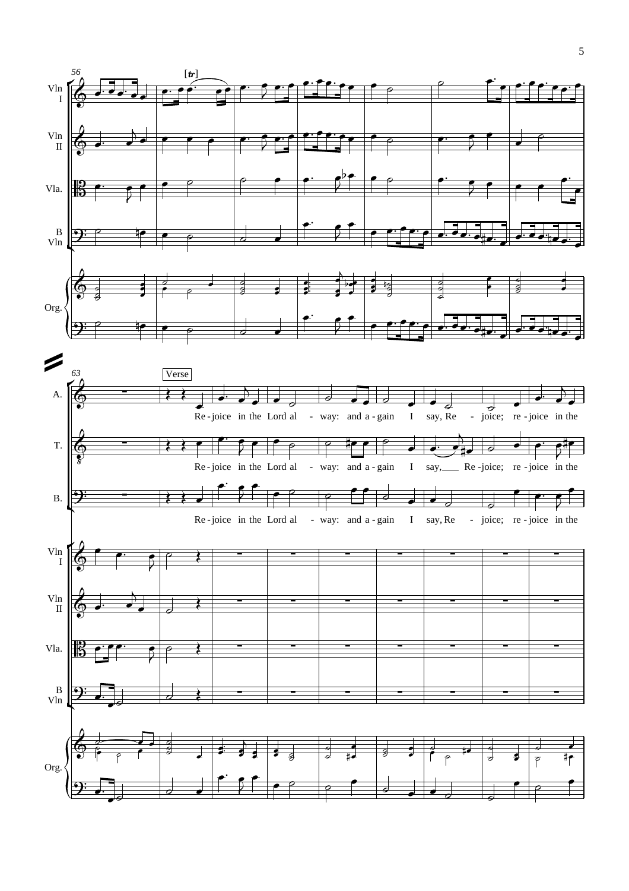Verse

Re-joice in the Lord al - way: and a-gain I say, Re - joice; re-joice in the

Re-joice in the Lord al - way: and a-gain I say, Re-joice; re-joice in the

Re-joice in the Lord al - way: and a-gain I say, Re - joice; re-joice in the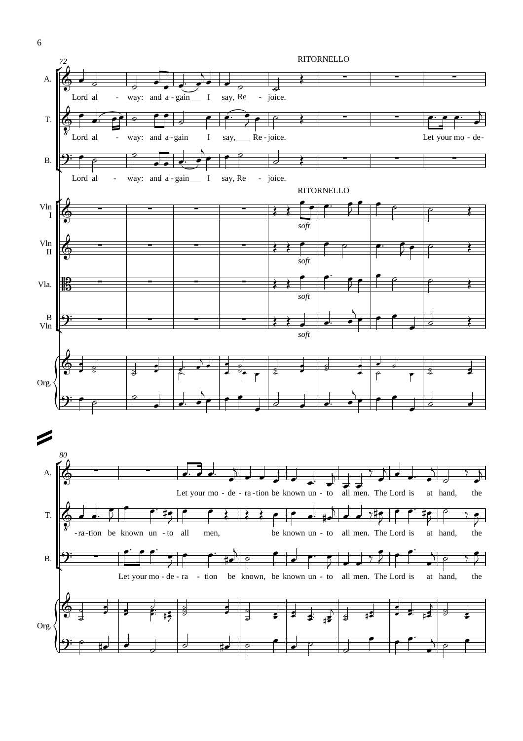RITORNELLO

A. Lord al - way: and a - gain I say, Re - joice.

T. Lord al - way: and a - gain I say, Re - joice. Let your mo - de-

B. Lord al - way: and a - gain I say, Re - joice.

RITORNELLO

*soft*

A. Let your mo - de - ra - tion be known un - to all men. The Lord is at hand, the

T. -ra - tion be known un - to all men, be known un - to all men. The Lord is at hand, the

B. Let your mo - de - ra - tion be known, be known un - to all men. The Lord is at hand, the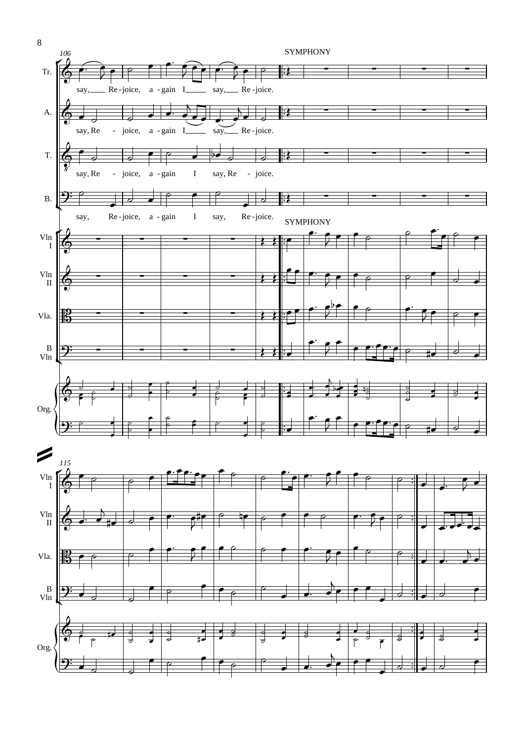SYMPHONY

Tr.

say, Re - joice, a - gain I say, Re - joice.

A.

say, Re - joice, a - gain I say, Re - joice.

T.

say, Re - joice, a - gain I say, Re - joice.

B.

say, Re - joice, a - gain I say, Re - joice.

SYMPHONY

Vln I

Vln II

Vla.

B Vln

Org.

Vln I

Vln II

Vla.

B Vln

Org.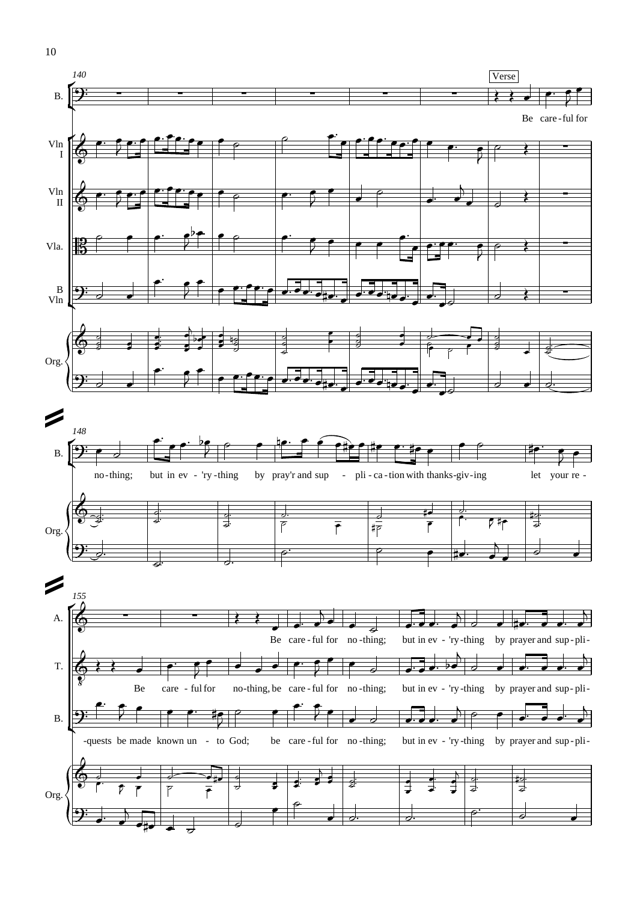140

Verse

B.

Be care-ful for

Vln I

Vln II

Vla.

B Vln

Org.

148

B.

no-thing; but in ev - 'ry-thing by pray'r and sup - pli-ca-tion with thanks-giv-ing let your re -

Org.

155

A.

Be care-ful for no-thing; but in ev - 'ry-thing by prayer and sup-pli-

T.

Be care - ful for no-thing, be care-ful for no-thing; but in ev - 'ry-thing by prayer and sup-pli-

B.

-quests be made known un - to God; be care-ful for no-thing; but in ev - 'ry-thing by prayer and sup-pli-

Org.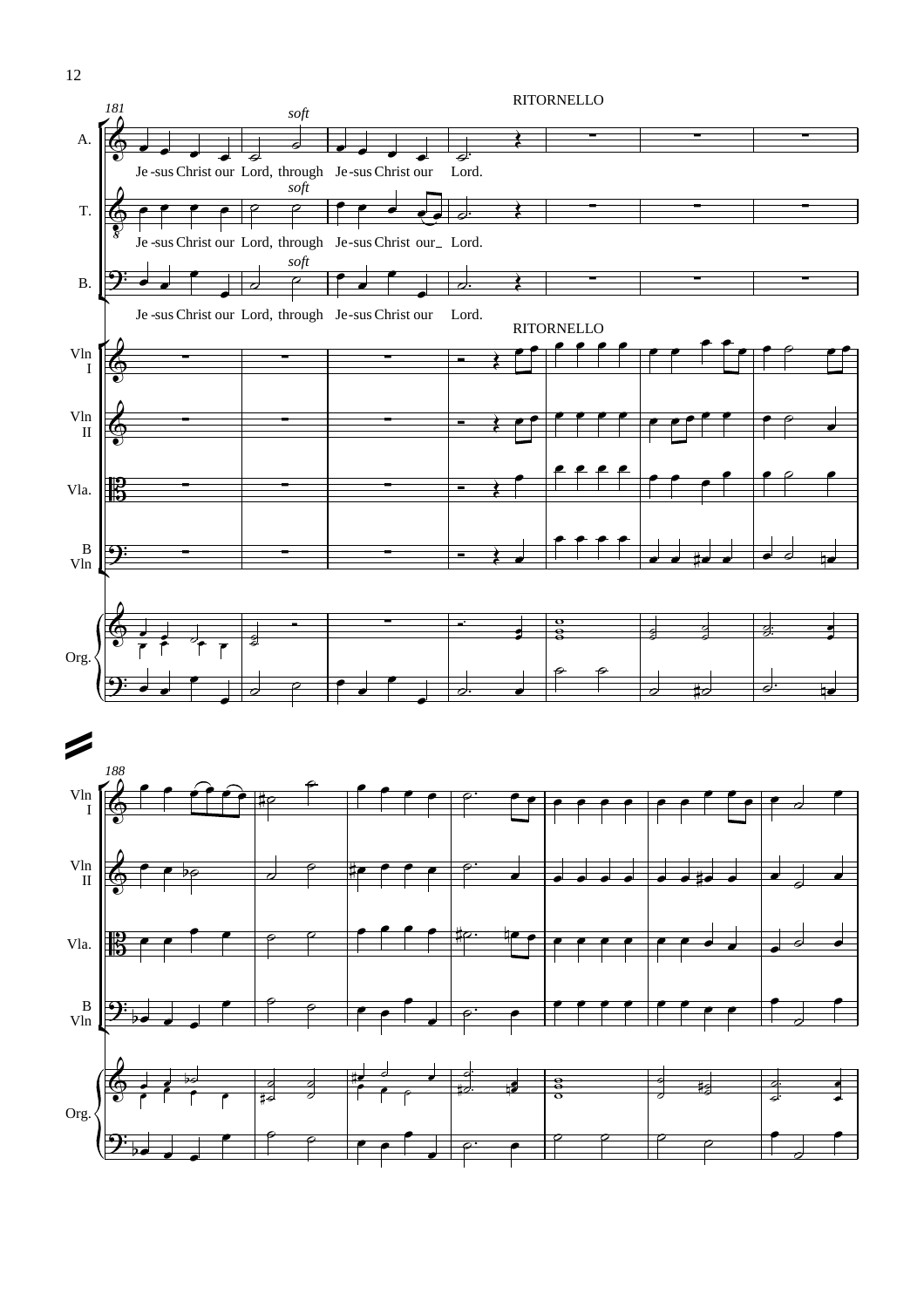RITORNELLO

*soft*

Je-sus Christ our Lord, through Je-sus Christ our Lord.

*soft*

Je-sus Christ our Lord, through Je-sus Christ our_ Lord.

*soft*

Je-sus Christ our Lord, through Je-sus Christ our Lord.

RITORNELLO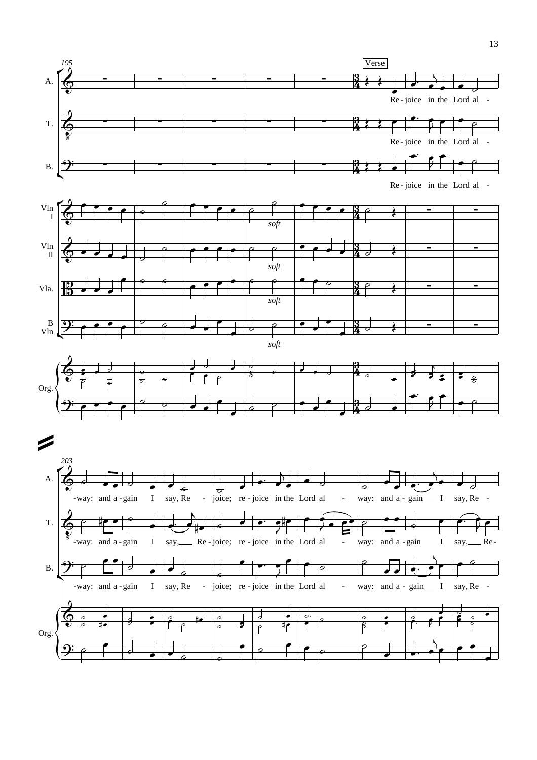195

Verse

A.

Re-joice in the Lord al-

T.

Re-joice in the Lord al-

B.

Re-joice in the Lord al-

Vln I

*soft*

Vln II

*soft*

Vla.

*soft*

B Vln

*soft*

Org.

203

A.

-way: and a-gain I say, Re - joice; re-joice in the Lord al - way: and a-gain I say, Re -

T.

-way: and a-gain I say, Re-joice; re-joice in the Lord al - way: and a-gain I say, Re-

B.

-way: and a-gain I say, Re - joice; re-joice in the Lord al - way: and a-gain I say, Re -

Org.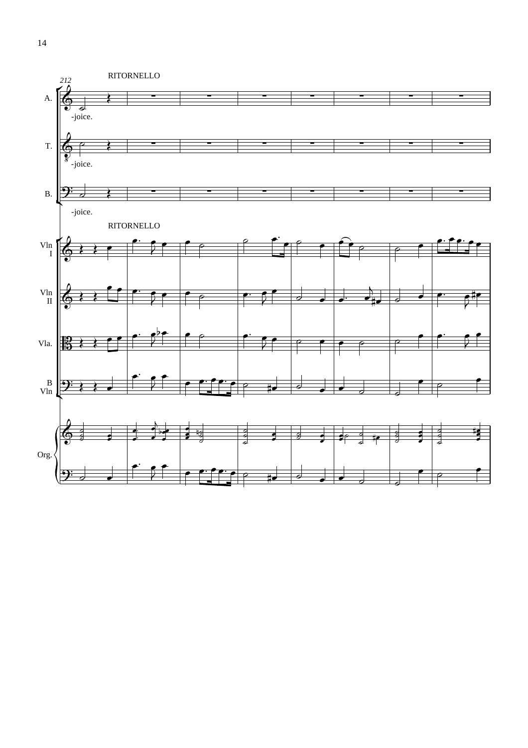212

RITORNELLO

A.

-joice.

T.

-joice.

B.

-joice.

RITORNELLO

Vln I

Vln II

Vla.

B Vln

Org.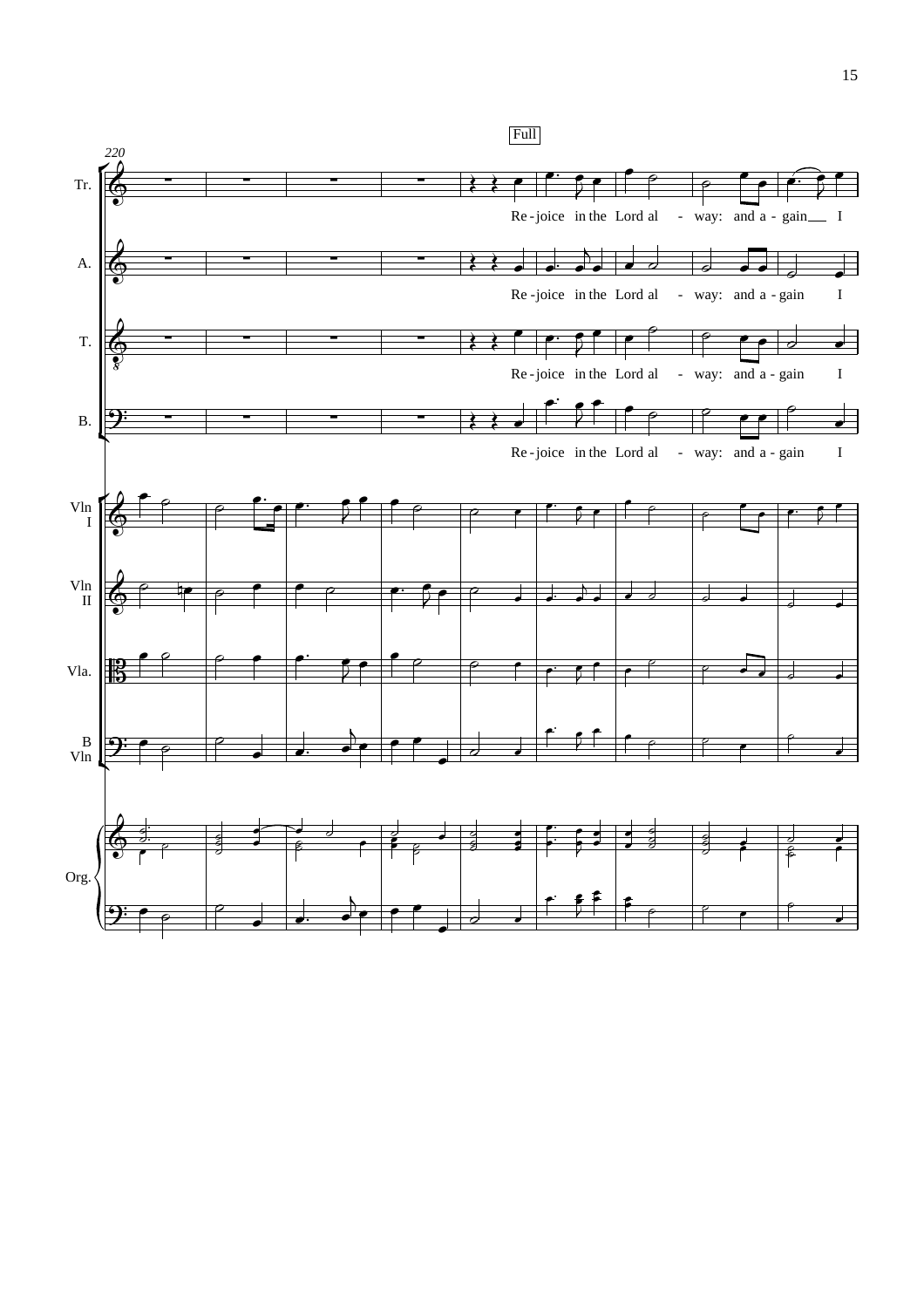Full

Tr.: Re - joice in the Lord al - way: and a - gain I

A.: Re - joice in the Lord al - way: and a - gain I

T.: Re - joice in the Lord al - way: and a - gain I

B.: Re - joice in the Lord al - way: and a - gain I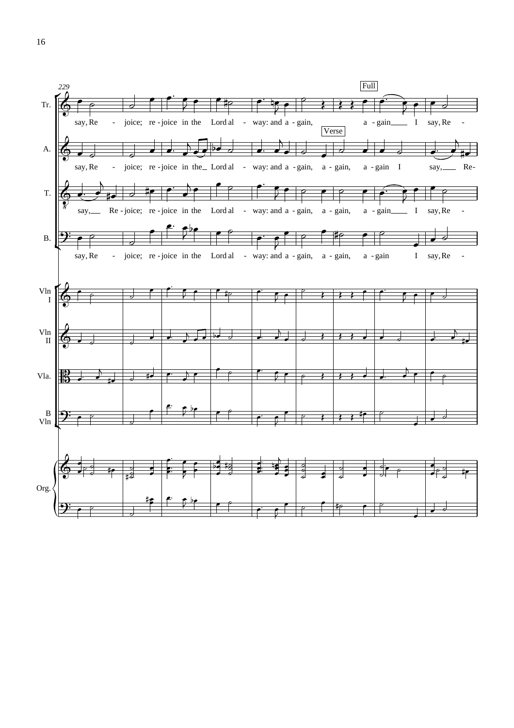229

Full

Verse

Tr.
say, Re - joice; re - joice in the Lord al - way: and a - gain, a - gain I say, Re -

A.
say, Re - joice; re - joice in the Lord al - way: and a - gain, a - gain, a - gain I say, Re-

T.
say, Re - joice; re - joice in the Lord al - way: and a - gain, a - gain, a - gain I say, Re -

B.
say, Re - joice; re - joice in the Lord al - way: and a - gain, a - gain, a - gain I say, Re -

Vln I

Vln II

Vla.

B Vln

Org.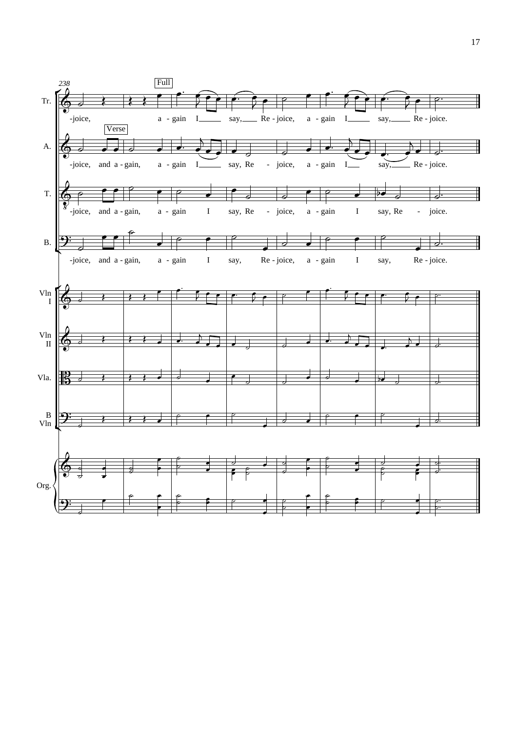238

Full

Verse

Tr. -joice, a - gain I say, Re - joice, a - gain I say, Re - joice.

A. -joice, and a - gain, a - gain I say, Re - joice, a - gain I say, Re - joice.

T. -joice, and a - gain, a - gain I say, Re - joice, a - gain I say, Re - joice.

B. -joice, and a - gain, a - gain I say, Re - joice, a - gain I say, Re - joice.

Vln I

Vln II

Vla.

B Vln

Org.